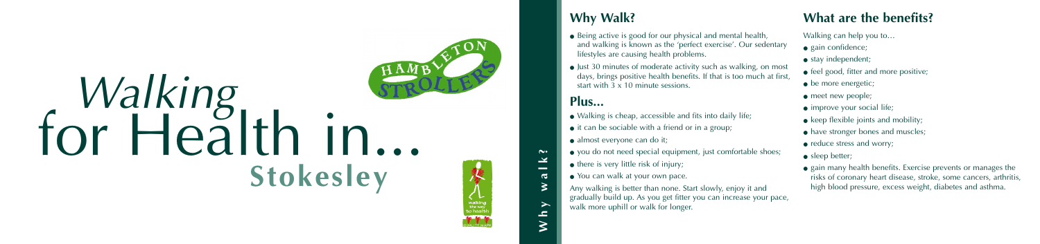# *Walking* for Health in... Stokesley

HAMBLETON STROLLERS

walking the way to health

Why walk?

## Why Walk?

- Being active is good for our physical and mental health, and walking is known as the 'perfect exercise'. Our sedentary lifestyles are causing health problems.
- Just 30 minutes of moderate activity such as walking, on most days, brings positive health benefits. If that is too much at first, start with 3 x 10 minute sessions.

## Plus...

- Walking is cheap, accessible and fits into daily life;
- it can be sociable with a friend or in a group;
- almost everyone can do it;
- you do not need special equipment, just comfortable shoes;
- there is very little risk of injury;
- You can walk at your own pace.

Any walking is better than none. Start slowly, enjoy it and gradually build up. As you get fitter you can increase your pace, walk more uphill or walk for longer.

## What are the benefits?

Walking can help you to...

- gain confidence;
- stay independent;
- feel good, fitter and more positive;
- be more energetic;
- meet new people;
- improve your social life;
- keep flexible joints and mobility;
- have stronger bones and muscles;
- reduce stress and worry;
- sleep better;
- gain many health benefits. Exercise prevents or manages the risks of coronary heart disease, stroke, some cancers, arthritis, high blood pressure, excess weight, diabetes and asthma.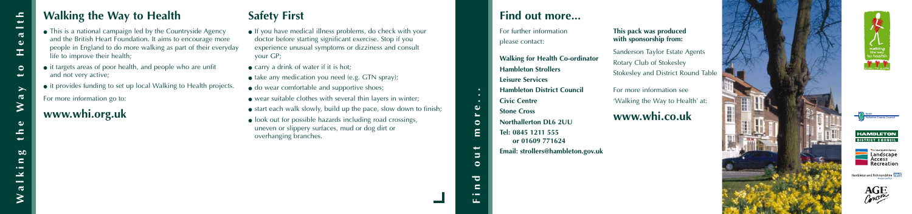## Walking the Way to Health

- This is a national campaign led by the Countryside Agency and the British Heart Foundation. It aims to encourage more people in England to do more walking as part of their everyday life to improve their health;
- it targets areas of poor health, and people who are unfit and not very active;
- it provides funding to set up local Walking to Health projects.

For more information go to:

### www.whi.org.uk

## Safety First

- If you have medical illness problems, do check with your doctor before starting significant exercise. Stop if you experience unusual symptoms or dizziness and consult your GP;
- carry a drink of water if it is hot;
- take any medication you need (e.g. GTN spray);
- do wear comfortable and supportive shoes;
- wear suitable clothes with several thin layers in winter;
- start each walk slowly, build up the pace, slow down to finish;
- look out for possible hazards including road crossings, uneven or slippery surfaces, mud or dog dirt or overhanging branches.

## Find out more...

For further information please contact:

**Walking for Health Co-ordinator**
**Hambleton Strollers**
**Leisure Services**
**Hambleton District Council**
**Civic Centre**
**Stone Cross**
**Northallerton DL6 2UU**
**Tel: 0845 1211 555**
**or 01609 771624**
**Email: strollers@hambleton.gov.uk**

**This pack was produced with sponsorship from:**

Sanderson Taylor Estate Agents
Rotary Club of Stokesley
Stokesley and District Round Table

For more information see 'Walking the Way to Health' at:

### www.whi.co.uk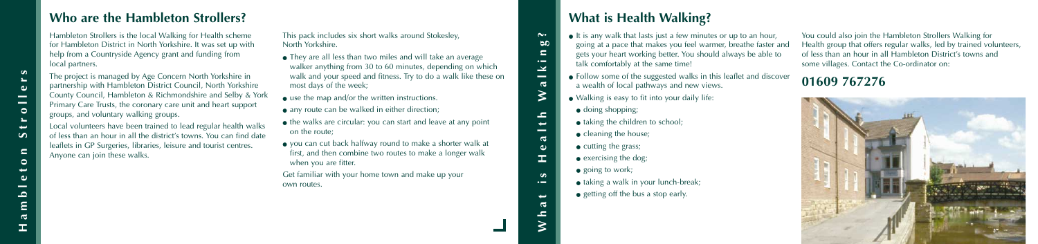## Who are the Hambleton Strollers?

Hambleton Strollers is the local Walking for Health scheme for Hambleton District in North Yorkshire. It was set up with help from a Countryside Agency grant and funding from local partners.

The project is managed by Age Concern North Yorkshire in partnership with Hambleton District Council, North Yorkshire County Council, Hambleton & Richmondshire and Selby & York Primary Care Trusts, the coronary care unit and heart support groups, and voluntary walking groups.

Local volunteers have been trained to lead regular health walks of less than an hour in all the district's towns. You can find date leaflets in GP Surgeries, libraries, leisure and tourist centres. Anyone can join these walks.

This pack includes six short walks around Stokesley, North Yorkshire.

- They are all less than two miles and will take an average walker anything from 30 to 60 minutes, depending on which walk and your speed and fitness. Try to do a walk like these on most days of the week;
- use the map and/or the written instructions.
- any route can be walked in either direction;
- the walks are circular: you can start and leave at any point on the route;
- you can cut back halfway round to make a shorter walk at first, and then combine two routes to make a longer walk when you are fitter.

Get familiar with your home town and make up your own routes.

## What is Health Walking?

- It is any walk that lasts just a few minutes or up to an hour, going at a pace that makes you feel warmer, breathe faster and gets your heart working better. You should always be able to talk comfortably at the same time!
- Follow some of the suggested walks in this leaflet and discover a wealth of local pathways and new views.
- Walking is easy to fit into your daily life:
  - doing shopping;
  - taking the children to school;
  - cleaning the house;
  - cutting the grass;
  - exercising the dog;
  - going to work;
  - taking a walk in your lunch-break;
  - getting off the bus a stop early.

You could also join the Hambleton Strollers Walking for Health group that offers regular walks, led by trained volunteers, of less than an hour in all Hambleton District's towns and some villages. Contact the Co-ordinator on:

## 01609 767276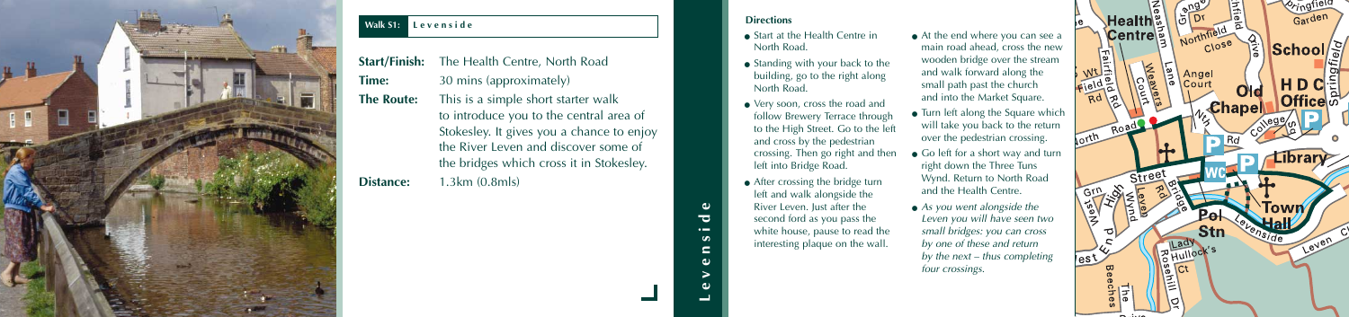## Walk S1: Levenside

**Start/Finish:** The Health Centre, North Road

**Time:** 30 mins (approximately)

**The Route:** This is a simple short starter walk to introduce you to the central area of Stokesley. It gives you a chance to enjoy the River Leven and discover some of the bridges which cross it in Stokesley.

**Distance:** 1.3km (0.8mls)

### Directions

- Start at the Health Centre in North Road.
- Standing with your back to the building, go to the right along North Road.
- Very soon, cross the road and follow Brewery Terrace through to the High Street. Go to the left and cross by the pedestrian crossing. Then go right and then left into Bridge Road.
- After crossing the bridge turn left and walk alongside the River Leven. Just after the second ford as you pass the white house, pause to read the interesting plaque on the wall.
- At the end where you can see a main road ahead, cross the new wooden bridge over the stream and walk forward along the small path past the church and into the Market Square.
- Turn left along the Square which will take you back to the return over the pedestrian crossing.
- Go left for a short way and turn right down the Three Tuns Wynd. Return to North Road and the Health Centre.
- *As you went alongside the Leven you will have seen two small bridges: you can cross by one of these and return by the next – thus completing four crossings.*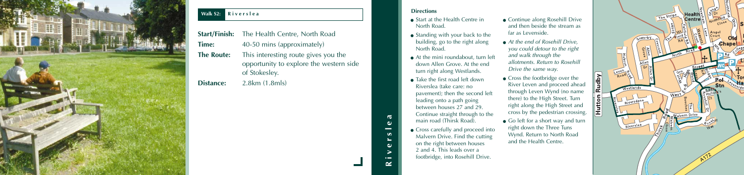## Walk S2: Riverslea

| | |
|---|---|
| **Start/Finish:** | The Health Centre, North Road |
| **Time:** | 40-50 mins (approximately) |
| **The Route:** | This interesting route gives you the opportunity to explore the western side of Stokesley. |
| **Distance:** | 2.8km (1.8mls) |

### Directions

- Start at the Health Centre in North Road.
- Standing with your back to the building, go to the right along North Road.
- At the mini roundabout, turn left down Allen Grove. At the end turn right along Westlands.
- Take the first road left down Riverslea (take care: no pavement); then the second left leading onto a path going between houses 27 and 29. Continue straight through to the main road (Thirsk Road).
- Cross carefully and proceed into Malvern Drive. Find the cutting on the right between houses 2 and 4. This leads over a footbridge, into Rosehill Drive.
- Continue along Rosehill Drive and then beside the stream as far as Levenside.
- *At the end of Rosehill Drive, you could detour to the right and walk through the allotments. Return to Rosehill Drive the same way.*
- Cross the footbridge over the River Leven and proceed ahead through Leven Wynd (no name there) to the High Street. Turn right along the High Street and cross by the pedestrian crossing.
- Go left for a short way and turn right down the Three Tuns Wynd. Return to North Road and the Health Centre.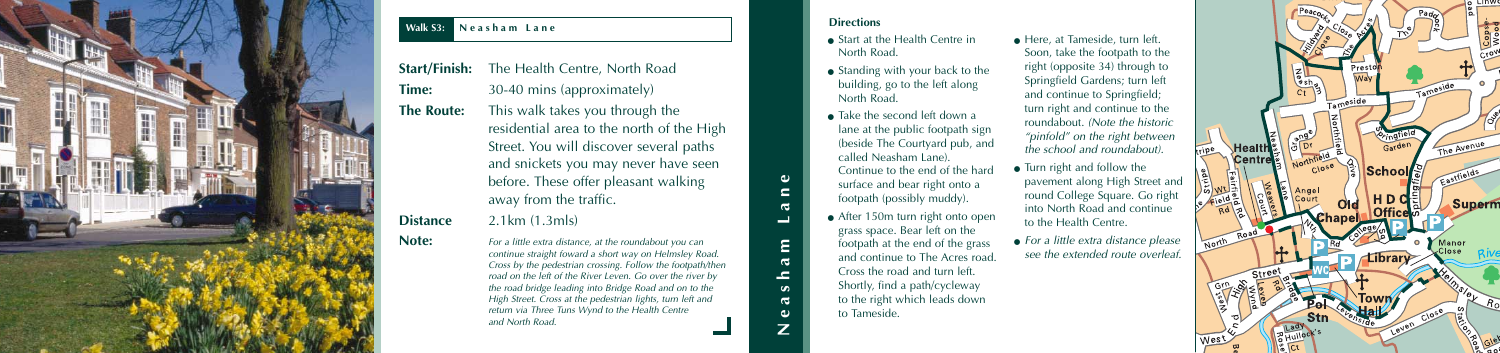## Walk 53: Neasham Lane

**Start/Finish:** The Health Centre, North Road

**Time:** 30-40 mins (approximately)

**The Route:** This walk takes you through the residential area to the north of the High Street. You will discover several paths and snickets you may never have seen before. These offer pleasant walking away from the traffic.

**Distance** 2.1km (1.3mls)

**Note:** *For a little extra distance, at the roundabout you can continue straight foward a short way on Helmsley Road. Cross by the pedestrian crossing. Follow the footpath/then road on the left of the River Leven. Go over the river by the road bridge leading into Bridge Road and on to the High Street. Cross at the pedestrian lights, turn left and return via Three Tuns Wynd to the Health Centre and North Road.*

### Directions

- Start at the Health Centre in North Road.
- Standing with your back to the building, go to the left along North Road.
- Take the second left down a lane at the public footpath sign (beside The Courtyard pub, and called Neasham Lane). Continue to the end of the hard surface and bear right onto a footpath (possibly muddy).
- After 150m turn right onto open grass space. Bear left on the footpath at the end of the grass and continue to The Acres road. Cross the road and turn left. Shortly, find a path/cycleway to the right which leads down to Tameside.
- Here, at Tameside, turn left. Soon, take the footpath to the right (opposite 34) through to Springfield Gardens; turn left and continue to Springfield; turn right and continue to the roundabout. *(Note the historic "pinfold" on the right between the school and roundabout).*
- Turn right and follow the pavement along High Street and round College Square. Go right into North Road and continue to the Health Centre.
- *For a little extra distance please see the extended route overleaf.*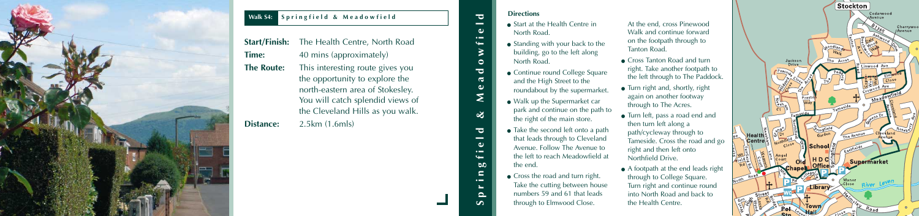## Walk S4: Springfield & Meadowfield

**Start/Finish:** The Health Centre, North Road

**Time:** 40 mins (approximately)

**The Route:** This interesting route gives you the opportunity to explore the north-eastern area of Stokesley. You will catch splendid views of the Cleveland Hills as you walk.

**Distance:** 2.5km (1.6mls)

# Springfield & Meadowfield

### Directions

- Start at the Health Centre in North Road.
- Standing with your back to the building, go to the left along North Road.
- Continue round College Square and the High Street to the roundabout by the supermarket.
- Walk up the Supermarket car park and continue on the path to the right of the main store.
- Take the second left onto a path that leads through to Cleveland Avenue. Follow The Avenue to the left to reach Meadowfield at the end.
- Cross the road and turn right. Take the cutting between house numbers 59 and 61 that leads through to Elmwood Close.

At the end, cross Pinewood Walk and continue forward on the footpath through to Tanton Road.

- Cross Tanton Road and turn right. Take another footpath to the left through to The Paddock.
- Turn right and, shortly, right again on another footway through to The Acres.
- Turn left, pass a road end and then turn left along a path/cycleway through to Tameside. Cross the road and go right and then left onto Northfield Drive.
- A footpath at the end leads right through to College Square. Turn right and continue round into North Road and back to the Health Centre.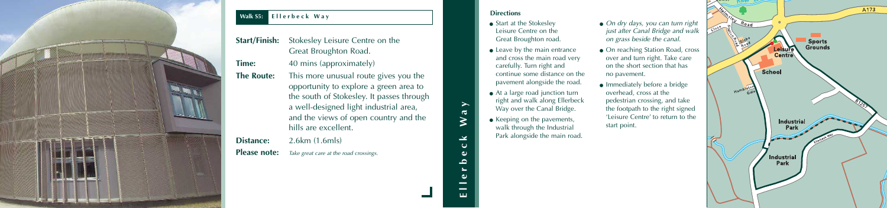## Walk S5: Ellerbeck Way

**Start/Finish:** Stokesley Leisure Centre on the Great Broughton road.

**Time:** 40 mins (approximately)

**The Route:** This more unusual route gives you the opportunity to explore a green area to the south of Stokesley. It passes through a well-designed light industrial area, and the views of open country and the hills are excellent.

**Distance:** 2.6km (1.6mls)

**Please note:** *Take great care at the road crossings.*

### Directions

- Start at the Stokesley Leisure Centre on the Great Broughton road.
- Leave by the main entrance and cross the main road very carefully. Turn right and continue some distance on the pavement alongside the road.
- At a large road junction turn right and walk along Ellerbeck Way over the Canal Bridge.
- Keeping on the pavements, walk through the Industrial Park alongside the main road.
- *On dry days, you can turn right just after Canal Bridge and walk on grass beside the canal.*
- On reaching Station Road, cross over and turn right. Take care on the short section that has no pavement.
- Immediately before a bridge overhead, cross at the pedestrian crossing, and take the footpath to the right signed 'Leisure Centre' to return to the start point.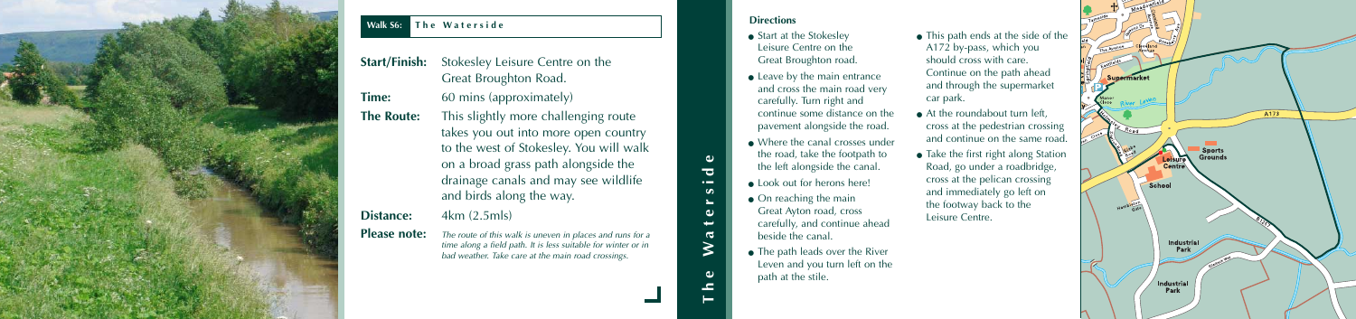## Walk S6: The Waterside

| | |
|---|---|
| **Start/Finish:** | Stokesley Leisure Centre on the Great Broughton Road. |
| **Time:** | 60 mins (approximately) |
| **The Route:** | This slightly more challenging route takes you out into more open country to the west of Stokesley. You will walk on a broad grass path alongside the drainage canals and may see wildlife and birds along the way. |
| **Distance:** | 4km (2.5mls) |
| **Please note:** | *The route of this walk is uneven in places and runs for a time along a field path. It is less suitable for winter or in bad weather. Take care at the main road crossings.* |

### Directions

- Start at the Stokesley Leisure Centre on the Great Broughton road.
- Leave by the main entrance and cross the main road very carefully. Turn right and continue some distance on the pavement alongside the road.
- Where the canal crosses under the road, take the footpath to the left alongside the canal.
- Look out for herons here!
- On reaching the main Great Ayton road, cross carefully, and continue ahead beside the canal.
- The path leads over the River Leven and you turn left on the path at the stile.
- This path ends at the side of the A172 by-pass, which you should cross with care. Continue on the path ahead and through the supermarket car park.
- At the roundabout turn left, cross at the pedestrian crossing and continue on the same road.
- Take the first right along Station Road, go under a roadbridge, cross at the pelican crossing and immediately go left on the footway back to the Leisure Centre.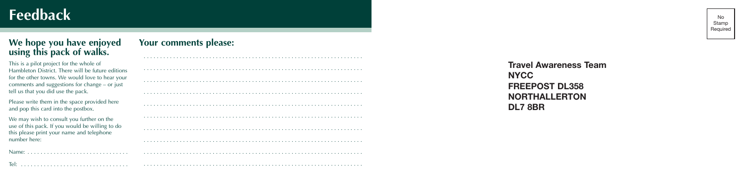# Feedback

## We hope you have enjoyed using this pack of walks.

This is a pilot project for the whole of Hambleton District. There will be future editions for the other towns. We would love to hear your comments and suggestions for change – or just tell us that you did use the pack.

Please write them in the space provided here and pop this card into the postbox.

We may wish to consult you further on the use of this pack. If you would be willing to do this please print your name and telephone number here:

Name: ...............................

Tel: .................................

## Your comments please:

.................................................................

.................................................................

.................................................................

.................................................................

.................................................................

.................................................................

.................................................................

.................................................................

.................................................................

.................................................................

No Stamp Required

**Travel Awareness Team**
**NYCC**
**FREEPOST DL358**
**NORTHALLERTON**
**DL7 8BR**